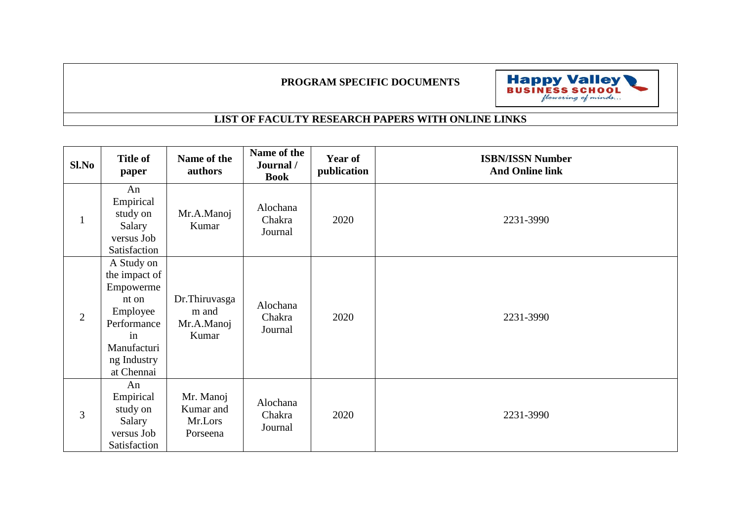**PROGRAM SPECIFIC DOCUMENTS**

## LIST OF FACULTY RESEARCH PAPERS WITH ONLINE LINKS

| Sl.No | Title of paper | Name of the authors | Name of the Journal / Book | Year of publication | ISBN/ISSN Number And Online link |
|---|---|---|---|---|---|
| 1 | An Empirical study on Salary versus Job Satisfaction | Mr.A.Manoj Kumar | Alochana Chakra Journal | 2020 | 2231-3990 |
| 2 | A Study on the impact of Empowerment on Employee Performance in Manufacturing Industry at Chennai | Dr.Thiruvasgam and Mr.A.Manoj Kumar | Alochana Chakra Journal | 2020 | 2231-3990 |
| 3 | An Empirical study on Salary versus Job Satisfaction | Mr. Manoj Kumar and Mr.Lors Porseena | Alochana Chakra Journal | 2020 | 2231-3990 |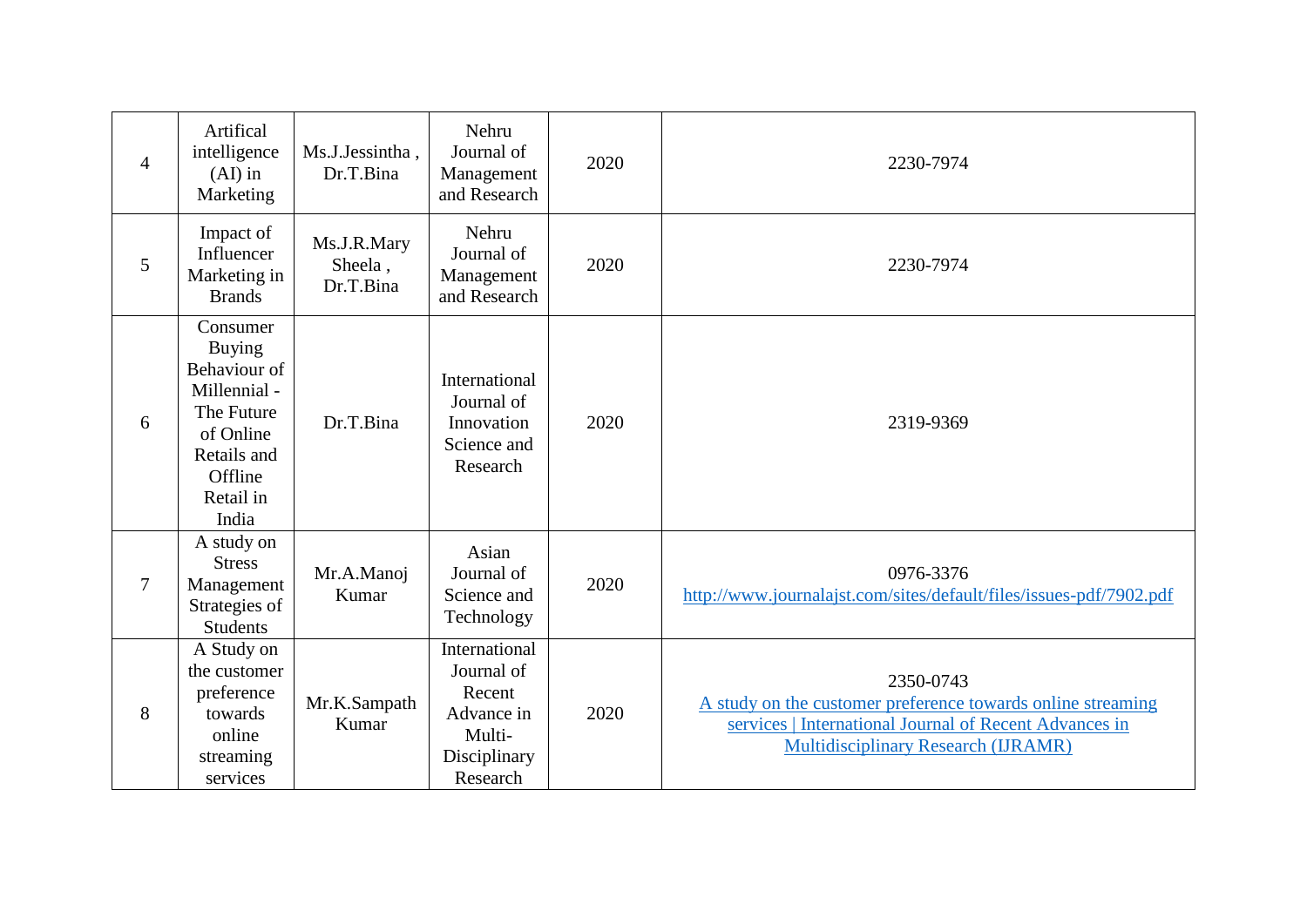| 4 | Artifical intelligence (AI) in Marketing | Ms.J.Jessintha , Dr.T.Bina | Nehru Journal of Management and Research | 2020 | 2230-7974 |
|---|---|---|---|---|---|
| 5 | Impact of Influencer Marketing in Brands | Ms.J.R.Mary Sheela , Dr.T.Bina | Nehru Journal of Management and Research | 2020 | 2230-7974 |
| 6 | Consumer Buying Behaviour of Millennial - The Future of Online Retails and Offline Retail in India | Dr.T.Bina | International Journal of Innovation Science and Research | 2020 | 2319-9369 |
| 7 | A study on Stress Management Strategies of Students | Mr.A.Manoj Kumar | Asian Journal of Science and Technology | 2020 | 0976-3376 http://www.journalajst.com/sites/default/files/issues-pdf/7902.pdf |
| 8 | A Study on the customer preference towards online streaming services | Mr.K.Sampath Kumar | International Journal of Recent Advance in Multi-Disciplinary Research | 2020 | 2350-0743 A study on the customer preference towards online streaming services \| International Journal of Recent Advances in Multidisciplinary Research (IJRAMR) |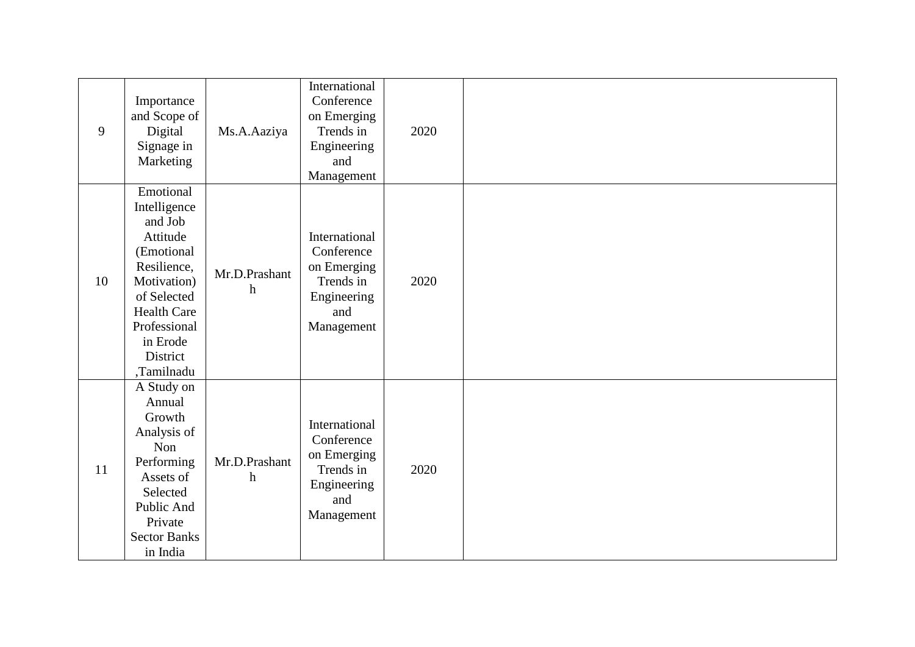| | | | | | |
|---|---|---|---|---|---|
| 9 | Importance and Scope of Digital Signage in Marketing | Ms.A.Aaziya | International Conference on Emerging Trends in Engineering and Management | 2020 | |
| 10 | Emotional Intelligence and Job Attitude (Emotional Resilience, Motivation) of Selected Health Care Professional in Erode District ,Tamilnadu | Mr.D.Prashanth | International Conference on Emerging Trends in Engineering and Management | 2020 | |
| 11 | A Study on Annual Growth Analysis of Non Performing Assets of Selected Public And Private Sector Banks in India | Mr.D.Prashanth | International Conference on Emerging Trends in Engineering and Management | 2020 | |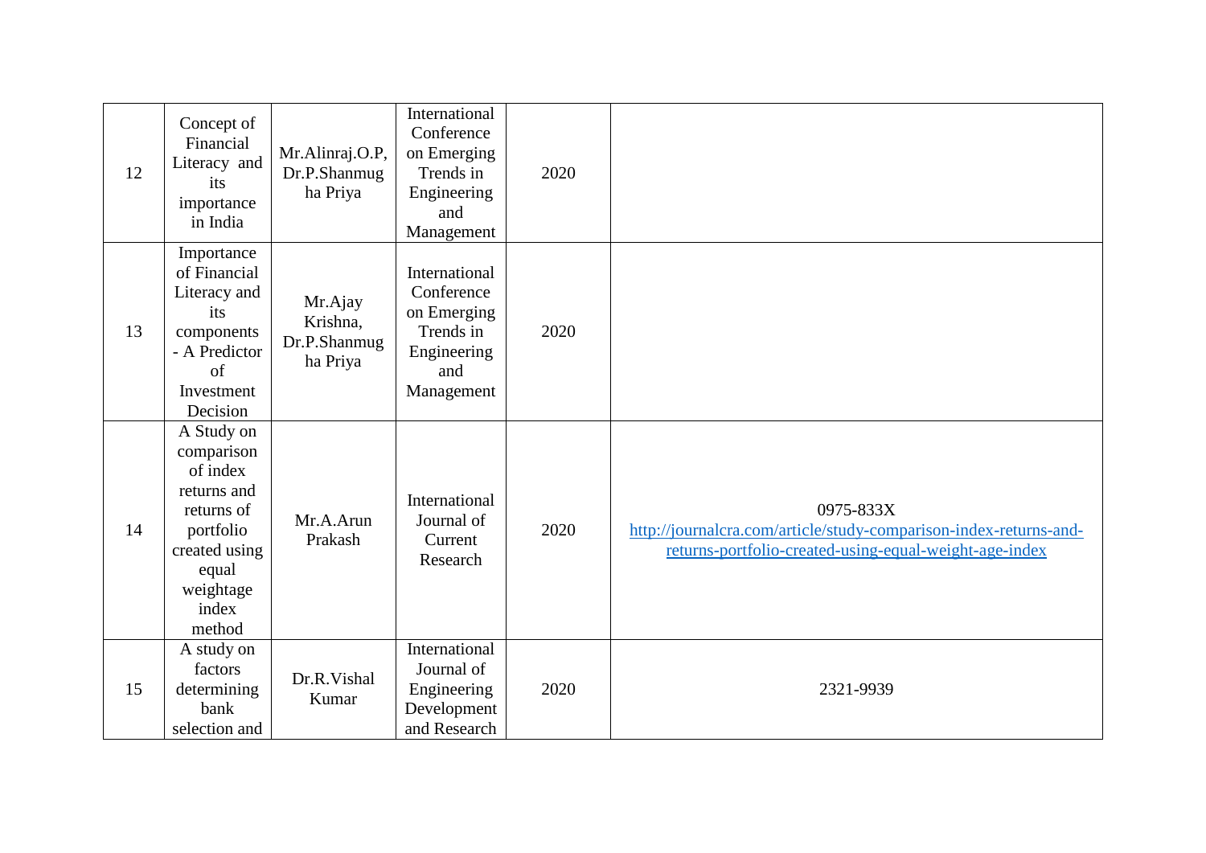| 12 | Concept of Financial Literacy and its importance in India | Mr.Alinraj.O.P, Dr.P.Shanmugha Priya | International Conference on Emerging Trends in Engineering and Management | 2020 | |
|---|---|---|---|---|---|
| 13 | Importance of Financial Literacy and its components - A Predictor of Investment Decision | Mr.Ajay Krishna, Dr.P.Shanmugha Priya | International Conference on Emerging Trends in Engineering and Management | 2020 | |
| 14 | A Study on comparison of index returns and returns of portfolio created using equal weightage index method | Mr.A.Arun Prakash | International Journal of Current Research | 2020 | 0975-833X http://journalcra.com/article/study-comparison-index-returns-and-returns-portfolio-created-using-equal-weight-age-index |
| 15 | A study on factors determining bank selection and | Dr.R.Vishal Kumar | International Journal of Engineering Development and Research | 2020 | 2321-9939 |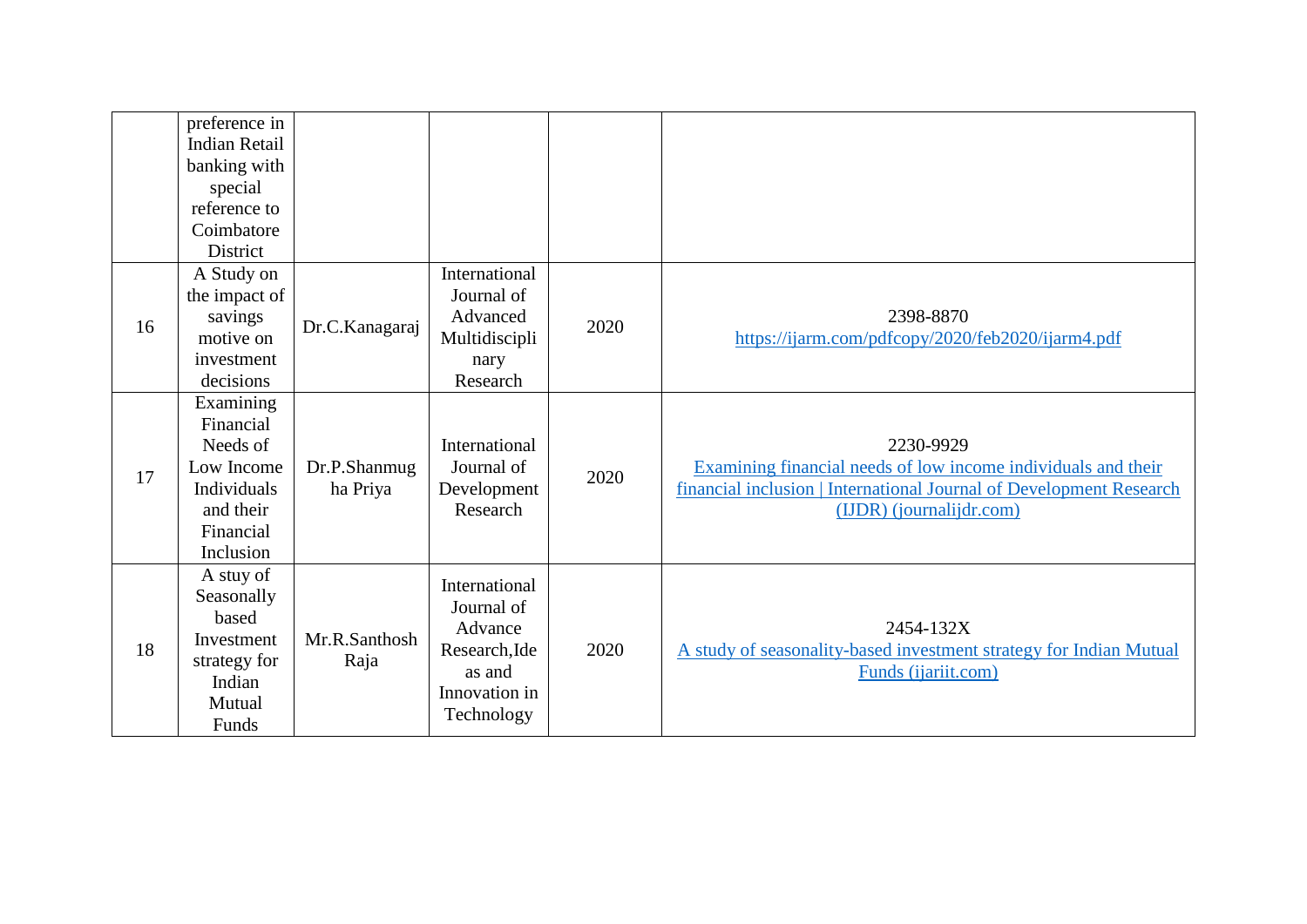| | | | | | |
|---|---|---|---|---|---|
| | preference in Indian Retail banking with special reference to Coimbatore District | | | | |
| 16 | A Study on the impact of savings motive on investment decisions | Dr.C.Kanagaraj | International Journal of Advanced Multidisciplinary Research | 2020 | 2398-8870<br>[https://ijarm.com/pdfcopy/2020/feb2020/ijarm4.pdf](https://ijarm.com/pdfcopy/2020/feb2020/ijarm4.pdf) |
| 17 | Examining Financial Needs of Low Income Individuals and their Financial Inclusion | Dr.P.Shanmugha Priya | International Journal of Development Research | 2020 | 2230-9929<br>Examining financial needs of low income individuals and their financial inclusion \| International Journal of Development Research (IJDR) (journalijdr.com) |
| 18 | A stuy of Seasonally based Investment strategy for Indian Mutual Funds | Mr.R.Santhosh Raja | International Journal of Advance Research,Ideas and Innovation in Technology | 2020 | 2454-132X<br>A study of seasonality-based investment strategy for Indian Mutual Funds (ijariit.com) |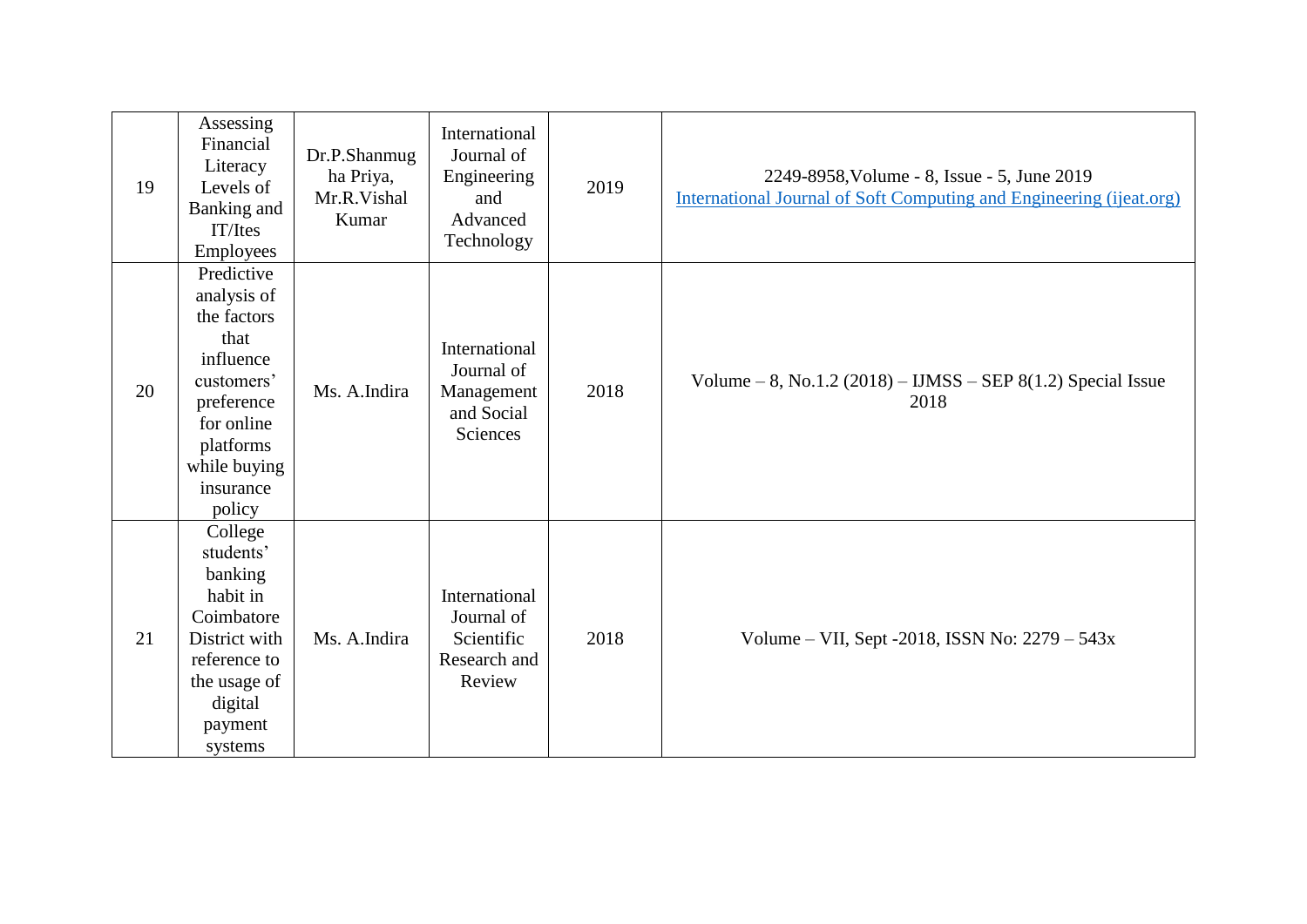| 19 | Assessing Financial Literacy Levels of Banking and IT/Ites Employees | Dr.P.Shanmugha Priya, Mr.R.Vishal Kumar | International Journal of Engineering and Advanced Technology | 2019 | 2249-8958,Volume - 8, Issue - 5, June 2019 International Journal of Soft Computing and Engineering (ijeat.org) |
|---|---|---|---|---|---|
| 20 | Predictive analysis of the factors that influence customers' preference for online platforms while buying insurance policy | Ms. A.Indira | International Journal of Management and Social Sciences | 2018 | Volume – 8, No.1.2 (2018) – IJMSS – SEP 8(1.2) Special Issue 2018 |
| 21 | College students' banking habit in Coimbatore District with reference to the usage of digital payment systems | Ms. A.Indira | International Journal of Scientific Research and Review | 2018 | Volume – VII, Sept -2018, ISSN No: 2279 – 543x |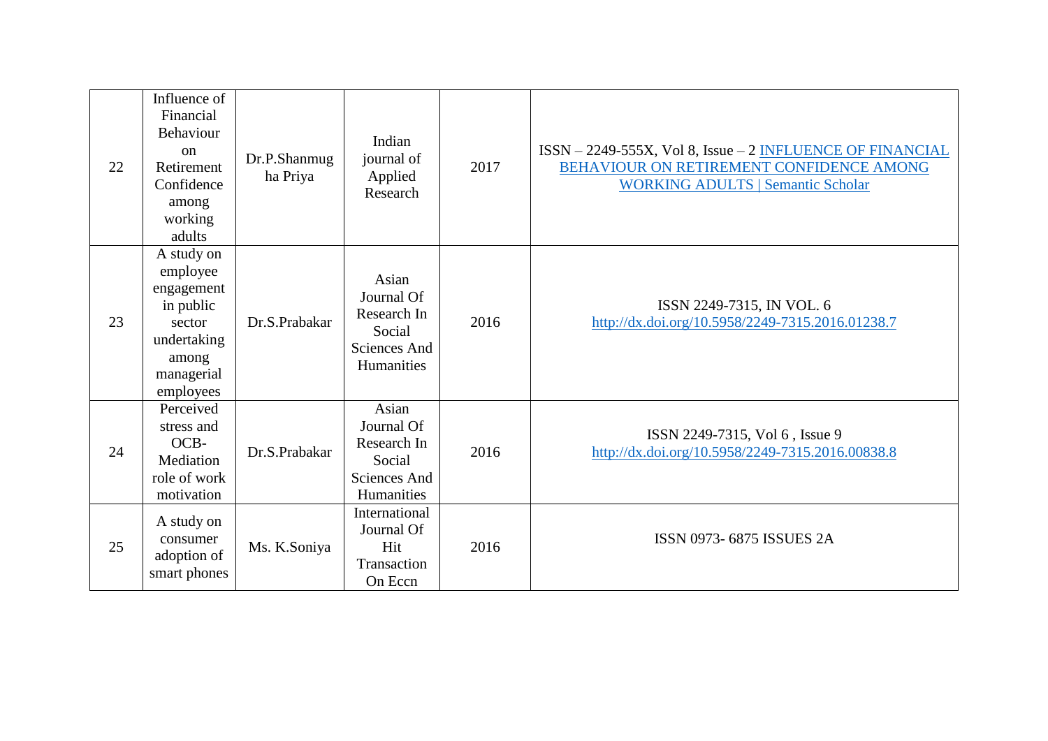| 22 | Influence of Financial Behaviour on Retirement Confidence among working adults | Dr.P.Shanmugha Priya | Indian journal of Applied Research | 2017 | ISSN – 2249-555X, Vol 8, Issue – 2 [INFLUENCE OF FINANCIAL BEHAVIOUR ON RETIREMENT CONFIDENCE AMONG WORKING ADULTS \| Semantic Scholar] |
|---|---|---|---|---|---|
| 23 | A study on employee engagement in public sector undertaking among managerial employees | Dr.S.Prabakar | Asian Journal Of Research In Social Sciences And Humanities | 2016 | ISSN 2249-7315, IN VOL. 6 http://dx.doi.org/10.5958/2249-7315.2016.01238.7 |
| 24 | Perceived stress and OCB-Mediation role of work motivation | Dr.S.Prabakar | Asian Journal Of Research In Social Sciences And Humanities | 2016 | ISSN 2249-7315, Vol 6 , Issue 9 http://dx.doi.org/10.5958/2249-7315.2016.00838.8 |
| 25 | A study on consumer adoption of smart phones | Ms. K.Soniya | International Journal Of Hit Transaction On Eccn | 2016 | ISSN 0973- 6875 ISSUES 2A |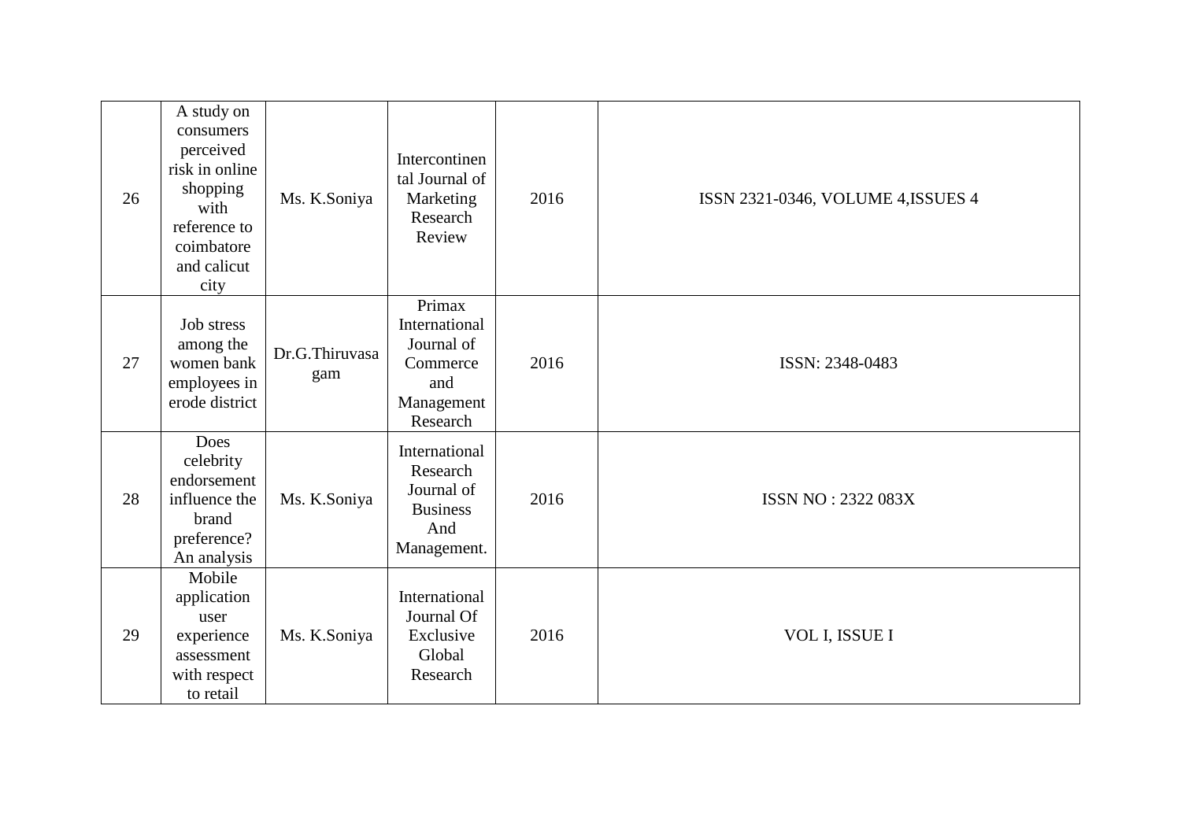| 26 | A study on consumers perceived risk in online shopping with reference to coimbatore and calicut city | Ms. K.Soniya | Intercontinental Journal of Marketing Research Review | 2016 | ISSN 2321-0346, VOLUME 4,ISSUES 4 |
|---|---|---|---|---|---|
| 27 | Job stress among the women bank employees in erode district | Dr.G.Thiruvasagam | Primax International Journal of Commerce and Management Research | 2016 | ISSN: 2348-0483 |
| 28 | Does celebrity endorsement influence the brand preference? An analysis | Ms. K.Soniya | International Research Journal of Business And Management. | 2016 | ISSN NO : 2322 083X |
| 29 | Mobile application user experience assessment with respect to retail | Ms. K.Soniya | International Journal Of Exclusive Global Research | 2016 | VOL I, ISSUE I |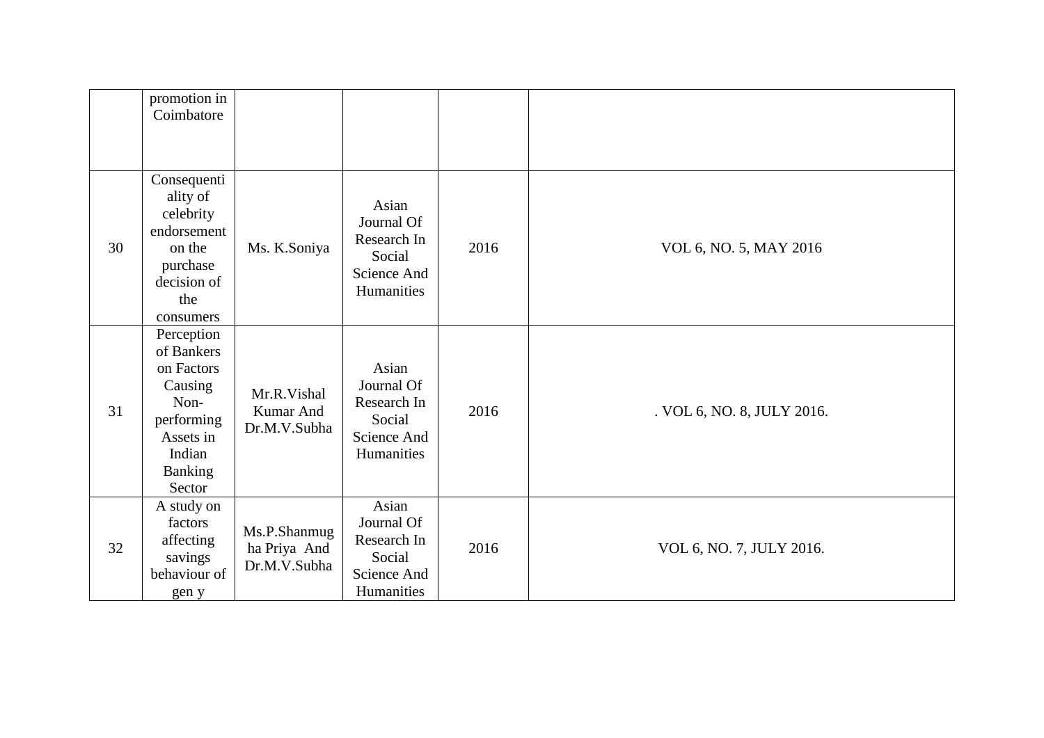|  | promotion in Coimbatore |  |  |  |  |
|---|---|---|---|---|---|
| 30 | Consequentiality of celebrity endorsement on the purchase decision of the consumers | Ms. K.Soniya | Asian Journal Of Research In Social Science And Humanities | 2016 | VOL 6, NO. 5, MAY 2016 |
| 31 | Perception of Bankers on Factors Causing Non-performing Assets in Indian Banking Sector | Mr.R.Vishal Kumar And Dr.M.V.Subha | Asian Journal Of Research In Social Science And Humanities | 2016 | . VOL 6, NO. 8, JULY 2016. |
| 32 | A study on factors affecting savings behaviour of gen y | Ms.P.Shanmugha Priya And Dr.M.V.Subha | Asian Journal Of Research In Social Science And Humanities | 2016 | VOL 6, NO. 7, JULY 2016. |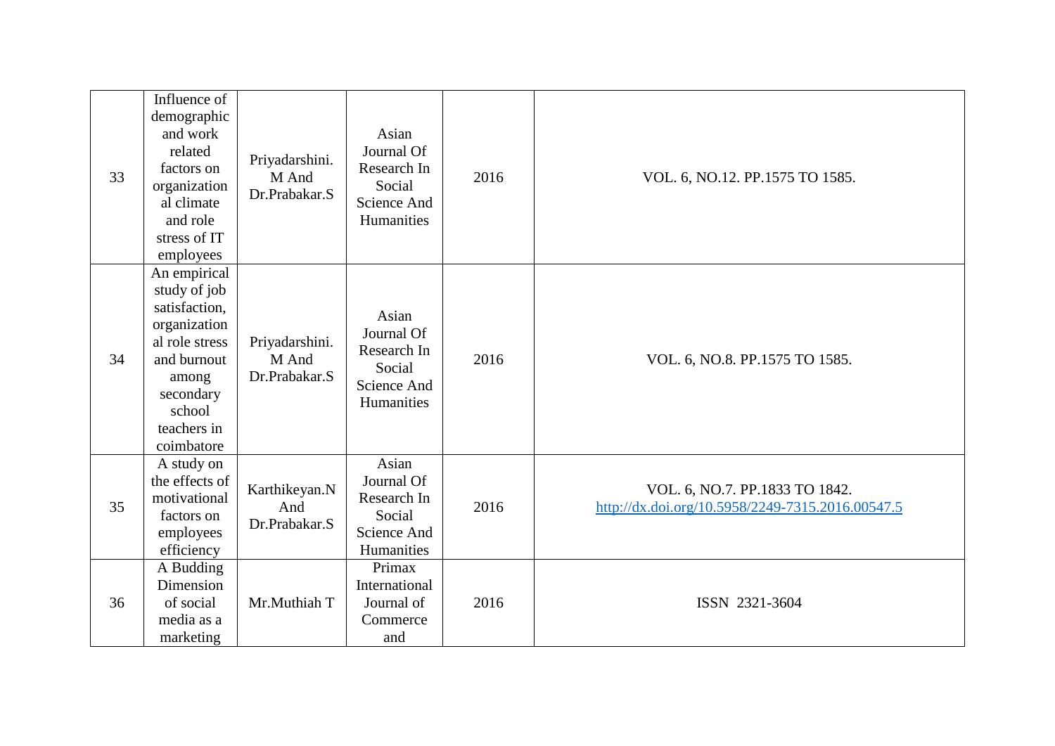| 33 | Influence of demographic and work related factors on organizational climate and role stress of IT employees | Priyadarshini. M And Dr.Prabakar.S | Asian Journal Of Research In Social Science And Humanities | 2016 | VOL. 6, NO.12. PP.1575 TO 1585. |
|---|---|---|---|---|---|
| 34 | An empirical study of job satisfaction, organizational role stress and burnout among secondary school teachers in coimbatore | Priyadarshini. M And Dr.Prabakar.S | Asian Journal Of Research In Social Science And Humanities | 2016 | VOL. 6, NO.8. PP.1575 TO 1585. |
| 35 | A study on the effects of motivational factors on employees efficiency | Karthikeyan.N And Dr.Prabakar.S | Asian Journal Of Research In Social Science And Humanities | 2016 | VOL. 6, NO.7. PP.1833 TO 1842. http://dx.doi.org/10.5958/2249-7315.2016.00547.5 |
| 36 | A Budding Dimension of social media as a marketing | Mr.Muthiah T | Primax International Journal of Commerce and | 2016 | ISSN 2321-3604 |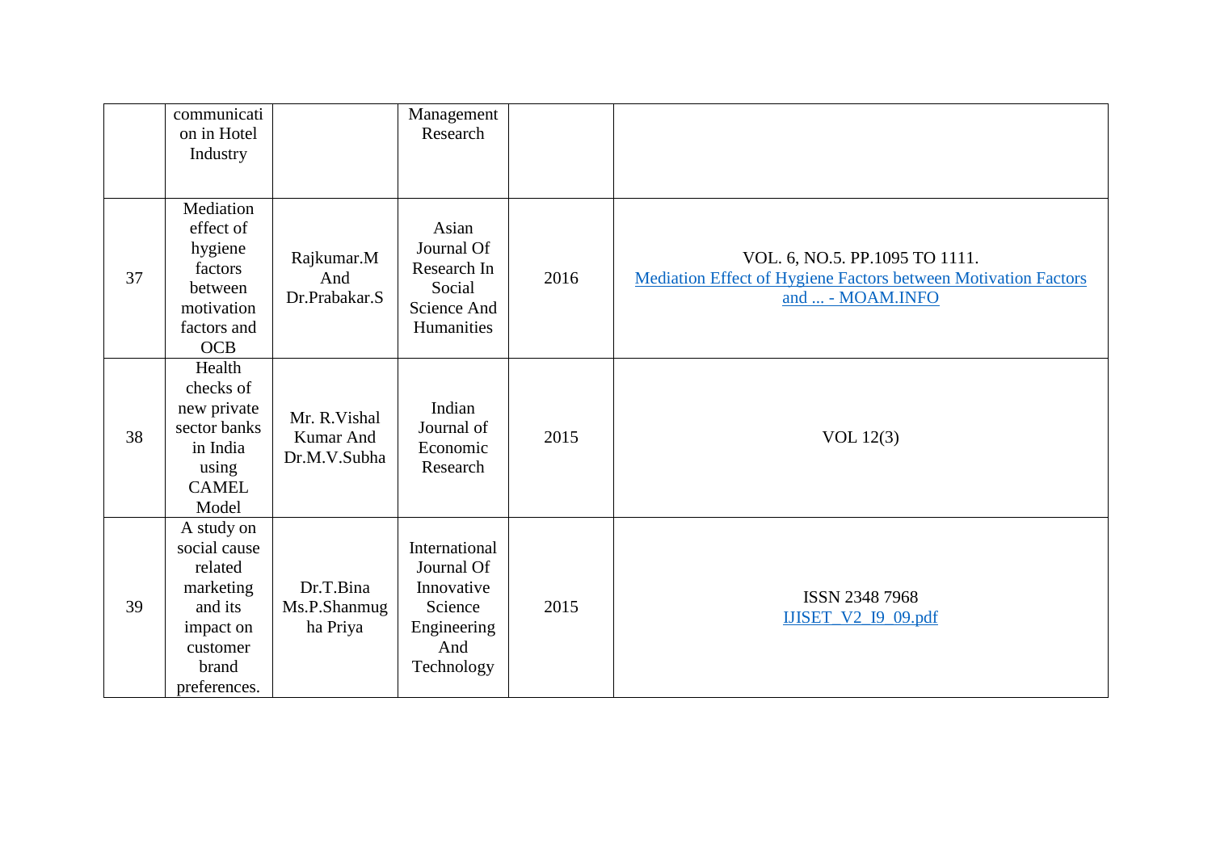|  |  |  |  |  |  |
|---|---|---|---|---|---|
|  | communication in Hotel Industry |  | Management Research |  |  |
| 37 | Mediation effect of hygiene factors between motivation factors and OCB | Rajkumar.M And Dr.Prabakar.S | Asian Journal Of Research In Social Science And Humanities | 2016 | VOL. 6, NO.5. PP.1095 TO 1111. Mediation Effect of Hygiene Factors between Motivation Factors and ... - MOAM.INFO |
| 38 | Health checks of new private sector banks in India using CAMEL Model | Mr. R.Vishal Kumar And Dr.M.V.Subha | Indian Journal of Economic Research | 2015 | VOL 12(3) |
| 39 | A study on social cause related marketing and its impact on customer brand preferences. | Dr.T.Bina Ms.P.Shanmugha Priya | International Journal Of Innovative Science Engineering And Technology | 2015 | ISSN 2348 7968 IJISET_V2_I9_09.pdf |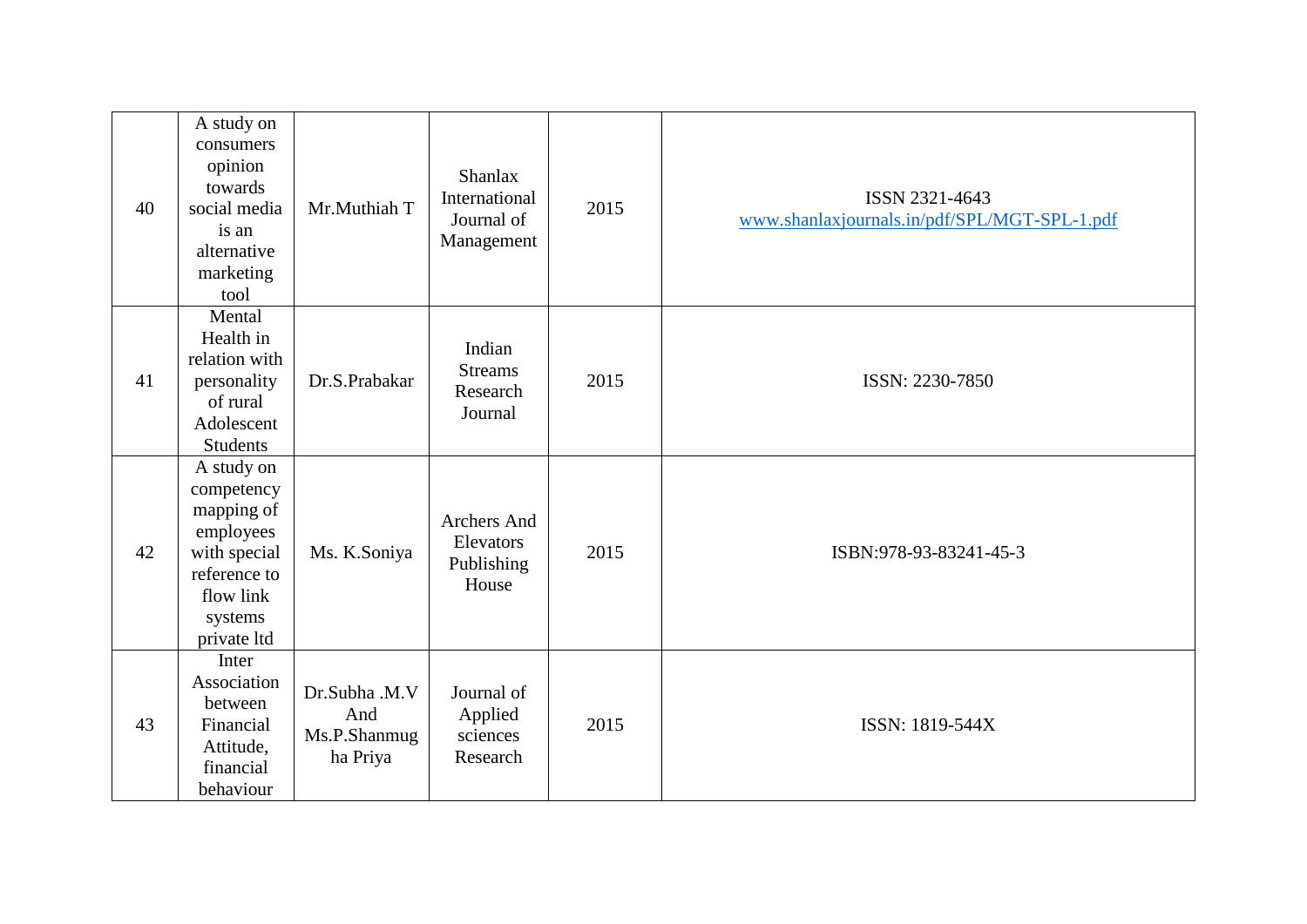| 40 | A study on consumers opinion towards social media is an alternative marketing tool | Mr.Muthiah T | Shanlax International Journal of Management | 2015 | ISSN 2321-4643 www.shanlaxjournals.in/pdf/SPL/MGT-SPL-1.pdf |
|---|---|---|---|---|---|
| 41 | Mental Health in relation with personality of rural Adolescent Students | Dr.S.Prabakar | Indian Streams Research Journal | 2015 | ISSN: 2230-7850 |
| 42 | A study on competency mapping of employees with special reference to flow link systems private ltd | Ms. K.Soniya | Archers And Elevators Publishing House | 2015 | ISBN:978-93-83241-45-3 |
| 43 | Inter Association between Financial Attitude, financial behaviour | Dr.Subha .M.V And Ms.P.Shanmugha Priya | Journal of Applied sciences Research | 2015 | ISSN: 1819-544X |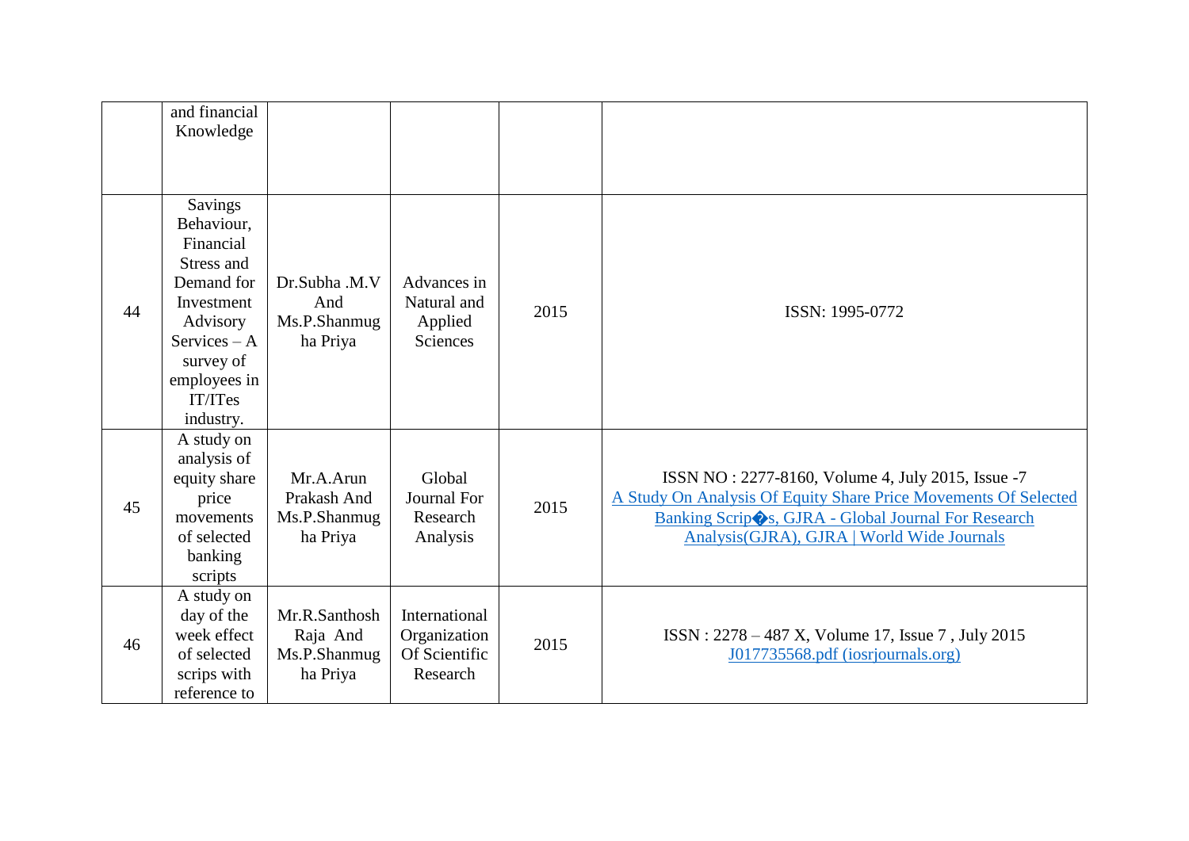| | and financial Knowledge | | | | |
|---|---|---|---|---|---|
| 44 | Savings Behaviour, Financial Stress and Demand for Investment Advisory Services – A survey of employees in IT/ITes industry. | Dr.Subha .M.V And Ms.P.Shanmugha Priya | Advances in Natural and Applied Sciences | 2015 | ISSN: 1995-0772 |
| 45 | A study on analysis of equity share price movements of selected banking scripts | Mr.A.Arun Prakash And Ms.P.Shanmugha Priya | Global Journal For Research Analysis | 2015 | ISSN NO : 2277-8160, Volume 4, July 2015, Issue -7 A Study On Analysis Of Equity Share Price Movements Of Selected Banking Scrip�s, GJRA - Global Journal For Research Analysis(GJRA), GJRA \| World Wide Journals |
| 46 | A study on day of the week effect of selected scrips with reference to | Mr.R.Santhosh Raja And Ms.P.Shanmugha Priya | International Organization Of Scientific Research | 2015 | ISSN : 2278 – 487 X, Volume 17, Issue 7 , July 2015 J017735568.pdf (iosrjournals.org) |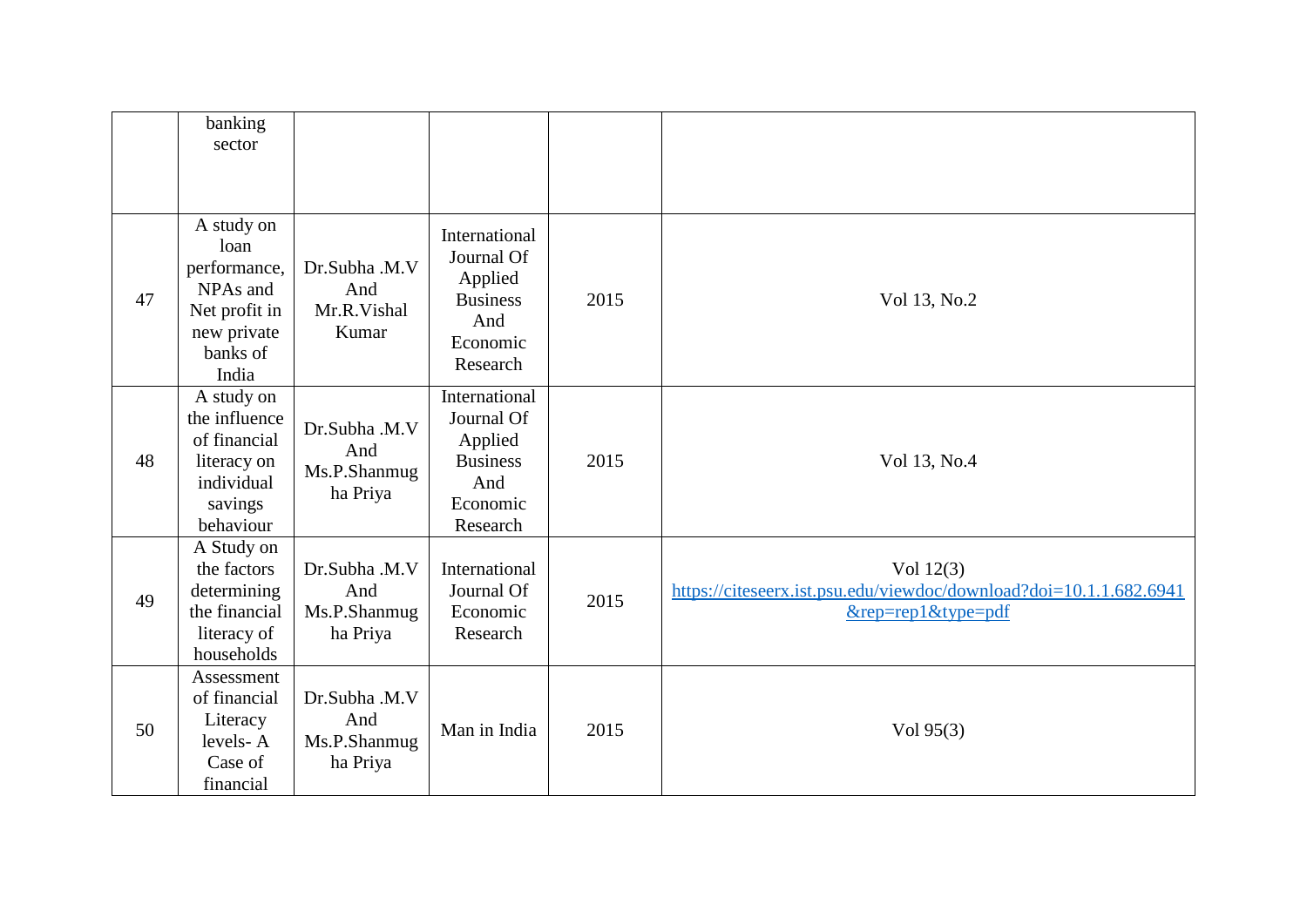|  | banking sector |  |  |  |  |
|---|---|---|---|---|---|
| 47 | A study on loan performance, NPAs and Net profit in new private banks of India | Dr.Subha .M.V And Mr.R.Vishal Kumar | International Journal Of Applied Business And Economic Research | 2015 | Vol 13, No.2 |
| 48 | A study on the influence of financial literacy on individual savings behaviour | Dr.Subha .M.V And Ms.P.Shanmugha Priya | International Journal Of Applied Business And Economic Research | 2015 | Vol 13, No.4 |
| 49 | A Study on the factors determining the financial literacy of households | Dr.Subha .M.V And Ms.P.Shanmugha Priya | International Journal Of Economic Research | 2015 | Vol 12(3) https://citeseerx.ist.psu.edu/viewdoc/download?doi=10.1.1.682.6941&rep=rep1&type=pdf |
| 50 | Assessment of financial Literacy levels- A Case of financial | Dr.Subha .M.V And Ms.P.Shanmugha Priya | Man in India | 2015 | Vol 95(3) |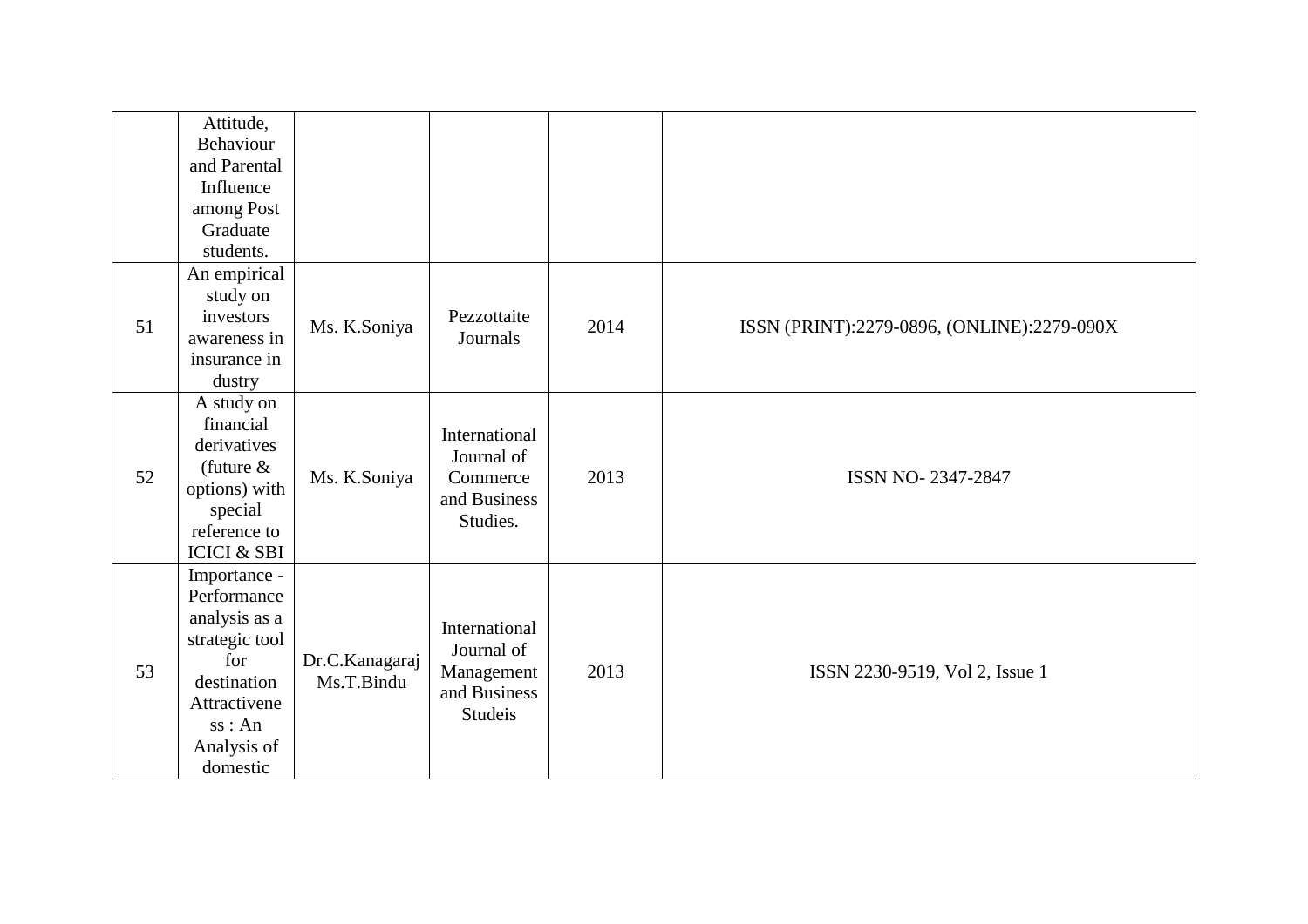| | | | | | |
|---|---|---|---|---|---|
| | Attitude, Behaviour and Parental Influence among Post Graduate students. | | | | |
| 51 | An empirical study on investors awareness in insurance in dustry | Ms. K.Soniya | Pezzottaite Journals | 2014 | ISSN (PRINT):2279-0896, (ONLINE):2279-090X |
| 52 | A study on financial derivatives (future & options) with special reference to ICICI & SBI | Ms. K.Soniya | International Journal of Commerce and Business Studies. | 2013 | ISSN NO- 2347-2847 |
| 53 | Importance - Performance analysis as a strategic tool for destination Attractivene ss : An Analysis of domestic | Dr.C.Kanagaraj Ms.T.Bindu | International Journal of Management and Business Studeis | 2013 | ISSN 2230-9519, Vol 2, Issue 1 |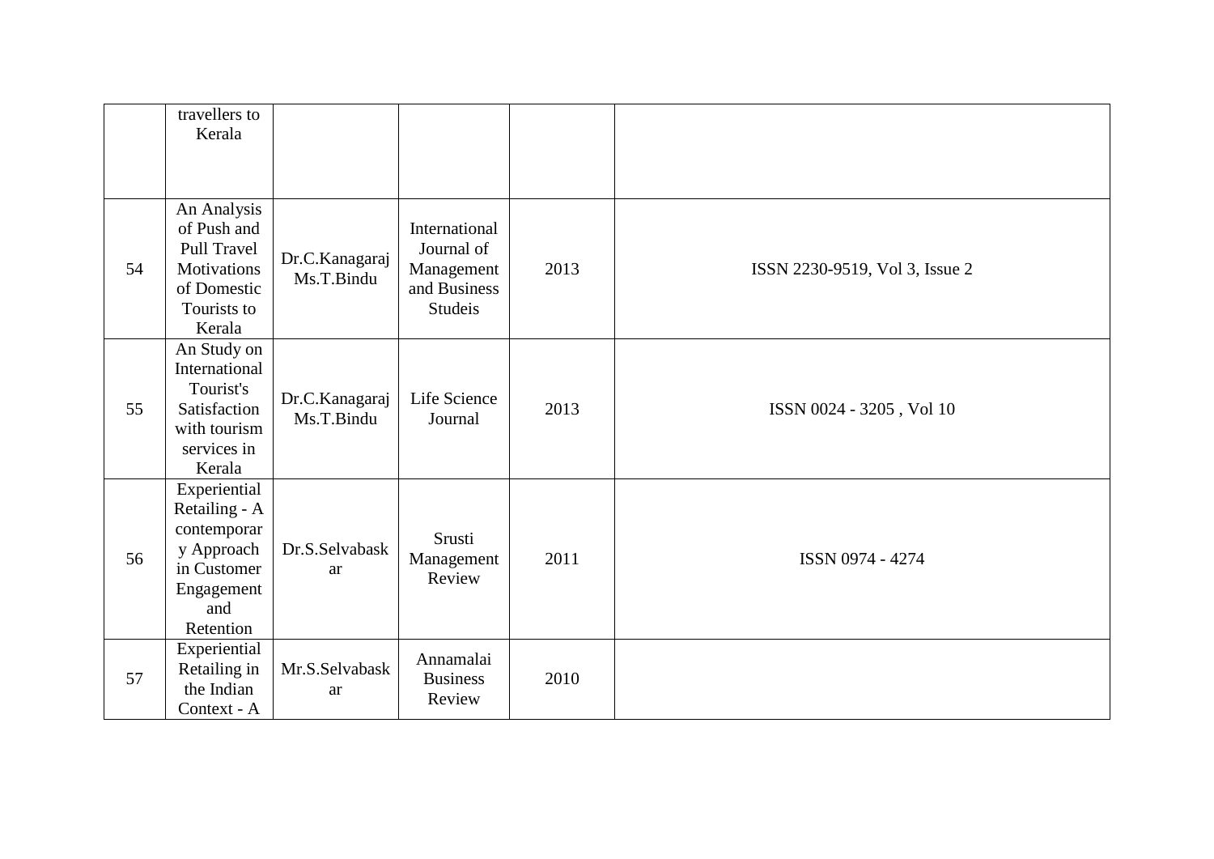|  | travellers to Kerala |  |  |  |  |
|---|---|---|---|---|---|
| 54 | An Analysis of Push and Pull Travel Motivations of Domestic Tourists to Kerala | Dr.C.Kanagaraj Ms.T.Bindu | International Journal of Management and Business Studeis | 2013 | ISSN 2230-9519, Vol 3, Issue 2 |
| 55 | An Study on International Tourist's Satisfaction with tourism services in Kerala | Dr.C.Kanagaraj Ms.T.Bindu | Life Science Journal | 2013 | ISSN 0024 - 3205 , Vol 10 |
| 56 | Experiential Retailing - A contemporary Approach in Customer Engagement and Retention | Dr.S.Selvabaskar | Srusti Management Review | 2011 | ISSN 0974 - 4274 |
| 57 | Experiential Retailing in the Indian Context - A | Mr.S.Selvabaskar | Annamalai Business Review | 2010 |  |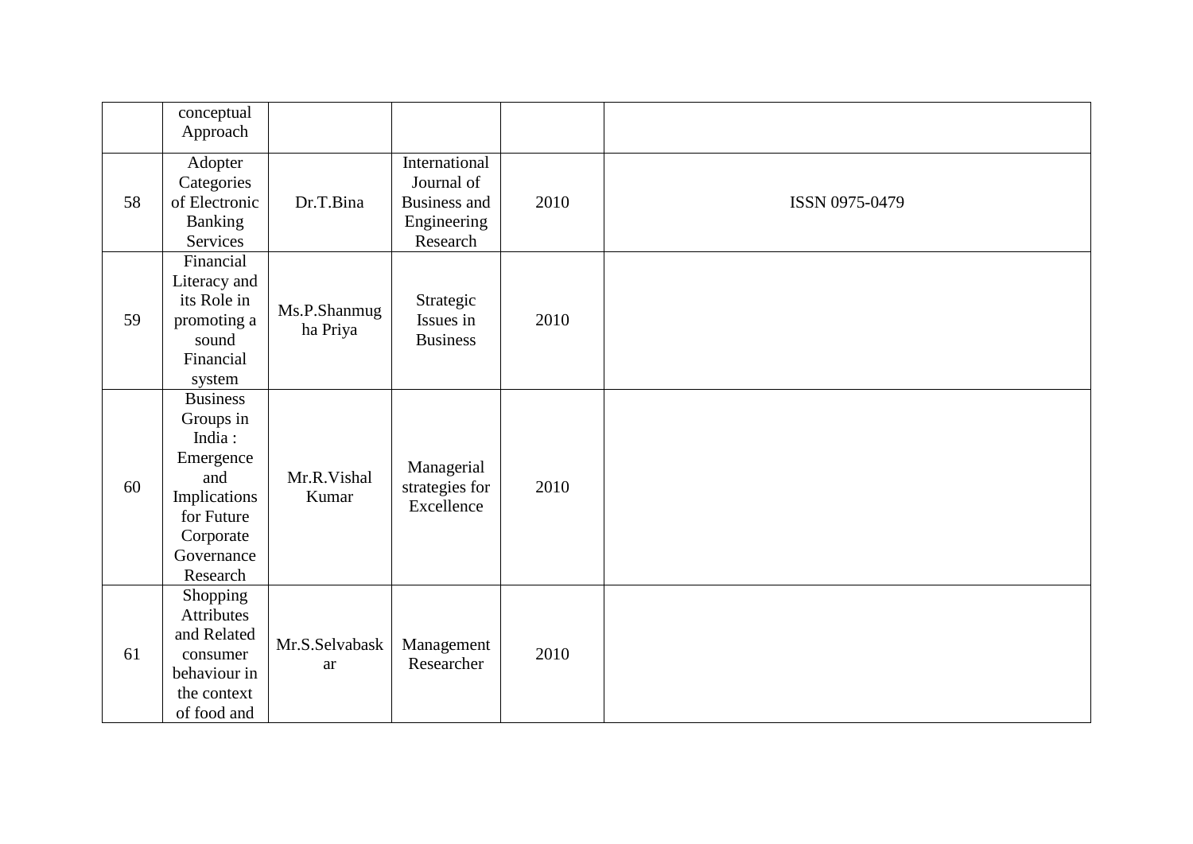|  | conceptual Approach |  |  |  |  |
|---|---|---|---|---|---|
| 58 | Adopter Categories of Electronic Banking Services | Dr.T.Bina | International Journal of Business and Engineering Research | 2010 | ISSN 0975-0479 |
| 59 | Financial Literacy and its Role in promoting a sound Financial system | Ms.P.Shanmugha Priya | Strategic Issues in Business | 2010 |  |
| 60 | Business Groups in India : Emergence and Implications for Future Corporate Governance Research | Mr.R.Vishal Kumar | Managerial strategies for Excellence | 2010 |  |
| 61 | Shopping Attributes and Related consumer behaviour in the context of food and | Mr.S.Selvabaskar | Management Researcher | 2010 |  |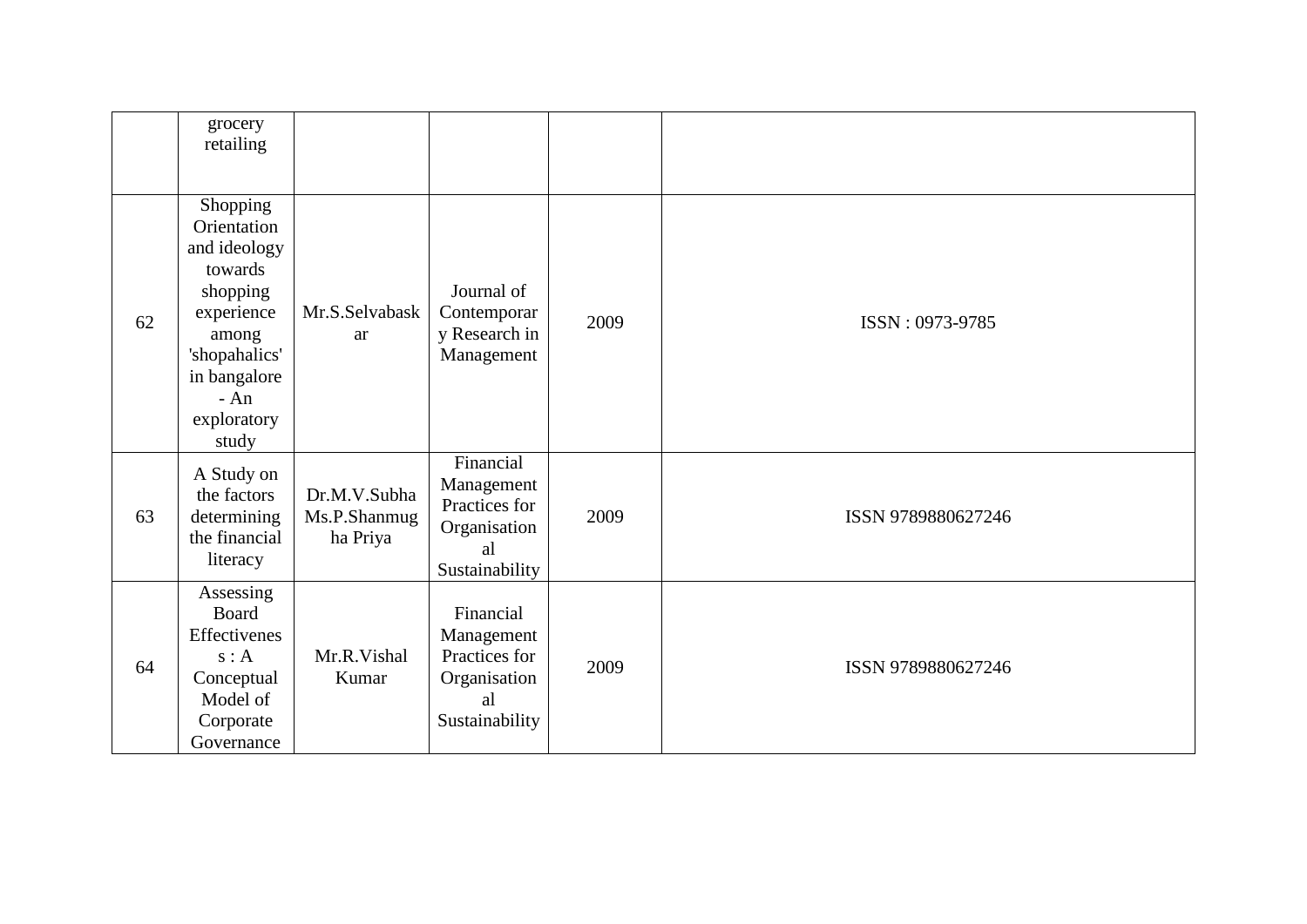| | | | | | |
|---|---|---|---|---|---|
| | grocery retailing | | | | |
| 62 | Shopping Orientation and ideology towards shopping experience among 'shopahalics' in bangalore - An exploratory study | Mr.S.Selvabaskar | Journal of Contemporary Research in Management | 2009 | ISSN : 0973-9785 |
| 63 | A Study on the factors determining the financial literacy | Dr.M.V.Subha Ms.P.Shanmugha Priya | Financial Management Practices for Organisational Sustainability | 2009 | ISSN 9789880627246 |
| 64 | Assessing Board Effectiveness : A Conceptual Model of Corporate Governance | Mr.R.Vishal Kumar | Financial Management Practices for Organisational Sustainability | 2009 | ISSN 9789880627246 |